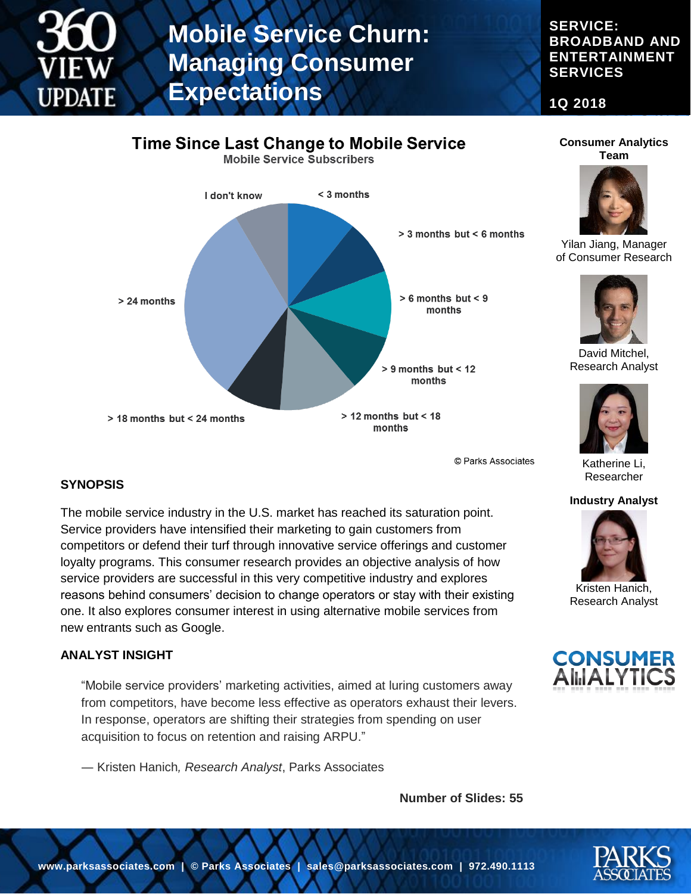# Mobile Service Churn: Managing Consumer Expectations

**360 VIEW UPDATE**

**SERVICE: BROADBAND AND ENTERTAINMENT SERVICES**

**1Q 2018**

## Time Since Last Change to Mobile Service

Mobile Service Subscribers

- < 3 months
- > 3 months but < 6 months
- > 6 months but < 9 months
- > 9 months but < 12 months
- > 12 months but < 18 months
- > 18 months but < 24 months
- > 24 months
- I don't know

© Parks Associates

**Consumer Analytics Team**

Yilan Jiang, Manager of Consumer Research

David Mitchel, Research Analyst

Katherine Li, Researcher

**Industry Analyst**

Kristen Hanich, Research Analyst

## SYNOPSIS

The mobile service industry in the U.S. market has reached its saturation point. Service providers have intensified their marketing to gain customers from competitors or defend their turf through innovative service offerings and customer loyalty programs. This consumer research provides an objective analysis of how service providers are successful in this very competitive industry and explores reasons behind consumers' decision to change operators or stay with their existing one. It also explores consumer interest in using alternative mobile services from new entrants such as Google.

## ANALYST INSIGHT

> "Mobile service providers' marketing activities, aimed at luring customers away from competitors, have become less effective as operators exhaust their levers. In response, operators are shifting their strategies from spending on user acquisition to focus on retention and raising ARPU."
>
> — Kristen Hanich, *Research Analyst*, Parks Associates

**Number of Slides: 55**

CONSUMER ANALYTICS

www.parksassociates.com | © Parks Associates | sales@parksassociates.com | 972.490.1113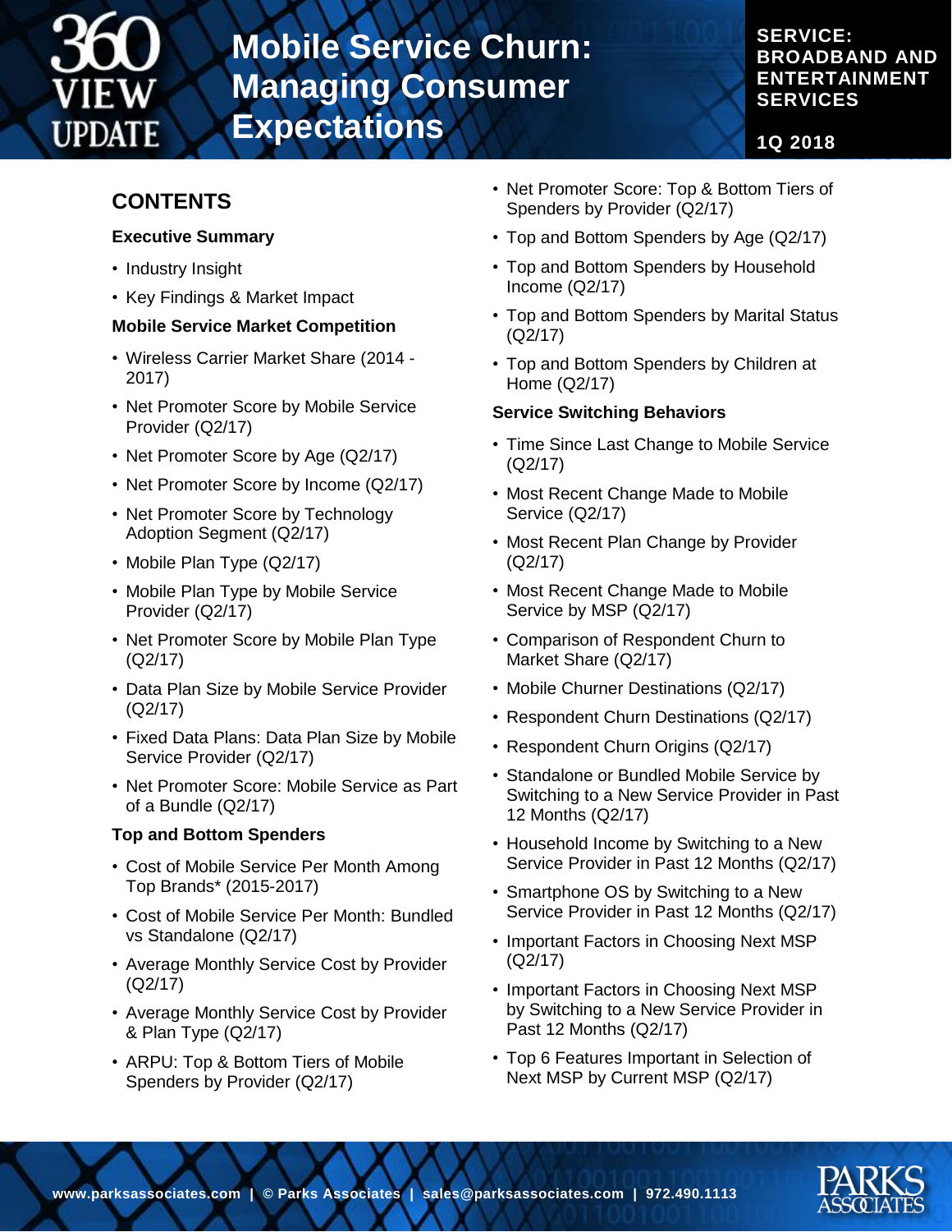# Mobile Service Churn: Managing Consumer Expectations

SERVICE: BROADBAND AND ENTERTAINMENT SERVICES

1Q 2018

## CONTENTS

### Executive Summary

- Industry Insight
- Key Findings & Market Impact

### Mobile Service Market Competition

- Wireless Carrier Market Share (2014 - 2017)
- Net Promoter Score by Mobile Service Provider (Q2/17)
- Net Promoter Score by Age (Q2/17)
- Net Promoter Score by Income (Q2/17)
- Net Promoter Score by Technology Adoption Segment (Q2/17)
- Mobile Plan Type (Q2/17)
- Mobile Plan Type by Mobile Service Provider (Q2/17)
- Net Promoter Score by Mobile Plan Type (Q2/17)
- Data Plan Size by Mobile Service Provider (Q2/17)
- Fixed Data Plans: Data Plan Size by Mobile Service Provider (Q2/17)
- Net Promoter Score: Mobile Service as Part of a Bundle (Q2/17)

### Top and Bottom Spenders

- Cost of Mobile Service Per Month Among Top Brands* (2015-2017)
- Cost of Mobile Service Per Month: Bundled vs Standalone (Q2/17)
- Average Monthly Service Cost by Provider (Q2/17)
- Average Monthly Service Cost by Provider & Plan Type (Q2/17)
- ARPU: Top & Bottom Tiers of Mobile Spenders by Provider (Q2/17)
- Net Promoter Score: Top & Bottom Tiers of Spenders by Provider (Q2/17)
- Top and Bottom Spenders by Age (Q2/17)
- Top and Bottom Spenders by Household Income (Q2/17)
- Top and Bottom Spenders by Marital Status (Q2/17)
- Top and Bottom Spenders by Children at Home (Q2/17)

### Service Switching Behaviors

- Time Since Last Change to Mobile Service (Q2/17)
- Most Recent Change Made to Mobile Service (Q2/17)
- Most Recent Plan Change by Provider (Q2/17)
- Most Recent Change Made to Mobile Service by MSP (Q2/17)
- Comparison of Respondent Churn to Market Share (Q2/17)
- Mobile Churner Destinations (Q2/17)
- Respondent Churn Destinations (Q2/17)
- Respondent Churn Origins (Q2/17)
- Standalone or Bundled Mobile Service by Switching to a New Service Provider in Past 12 Months (Q2/17)
- Household Income by Switching to a New Service Provider in Past 12 Months (Q2/17)
- Smartphone OS by Switching to a New Service Provider in Past 12 Months (Q2/17)
- Important Factors in Choosing Next MSP (Q2/17)
- Important Factors in Choosing Next MSP by Switching to a New Service Provider in Past 12 Months (Q2/17)
- Top 6 Features Important in Selection of Next MSP by Current MSP (Q2/17)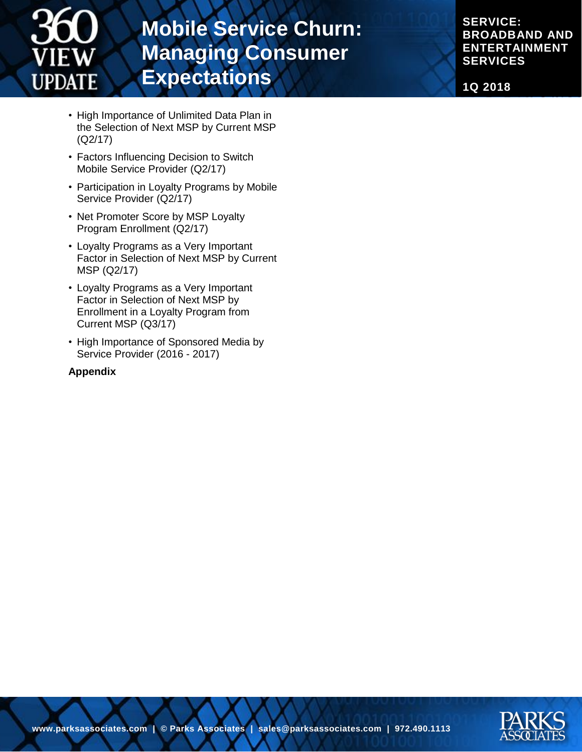- High Importance of Unlimited Data Plan in the Selection of Next MSP by Current MSP (Q2/17)
- Factors Influencing Decision to Switch Mobile Service Provider (Q2/17)
- Participation in Loyalty Programs by Mobile Service Provider (Q2/17)
- Net Promoter Score by MSP Loyalty Program Enrollment (Q2/17)
- Loyalty Programs as a Very Important Factor in Selection of Next MSP by Current MSP (Q2/17)
- Loyalty Programs as a Very Important Factor in Selection of Next MSP by Enrollment in a Loyalty Program from Current MSP (Q3/17)
- High Importance of Sponsored Media by Service Provider (2016 - 2017)

**Appendix**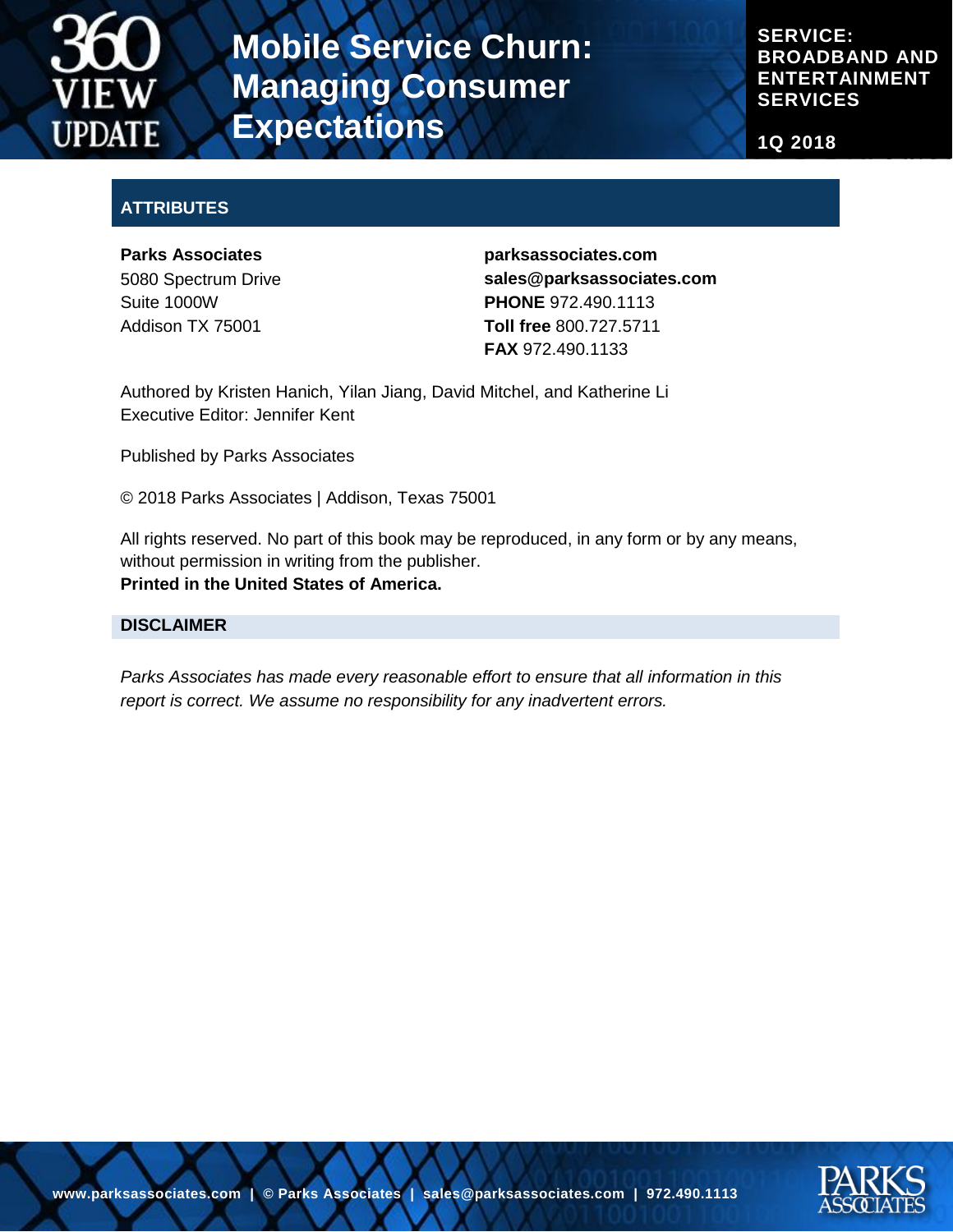# Mobile Service Churn: Managing Consumer Expectations

**SERVICE: BROADBAND AND ENTERTAINMENT SERVICES**

**1Q 2018**

## ATTRIBUTES

**Parks Associates**
5080 Spectrum Drive
Suite 1000W
Addison TX 75001

**parksassociates.com**
**sales@parksassociates.com**
**PHONE** 972.490.1113
**Toll free** 800.727.5711
**FAX** 972.490.1133

Authored by Kristen Hanich, Yilan Jiang, David Mitchel, and Katherine Li
Executive Editor: Jennifer Kent

Published by Parks Associates

© 2018 Parks Associates | Addison, Texas 75001

All rights reserved. No part of this book may be reproduced, in any form or by any means, without permission in writing from the publisher.
**Printed in the United States of America.**

## DISCLAIMER

*Parks Associates has made every reasonable effort to ensure that all information in this report is correct. We assume no responsibility for any inadvertent errors.*